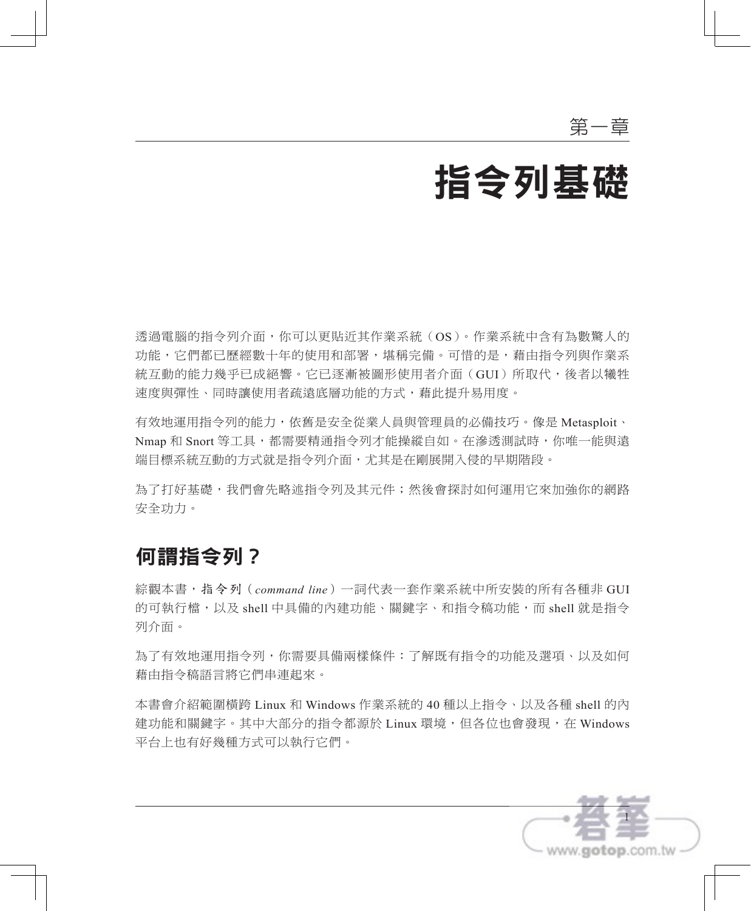第一章

# 指令列基礎

透過電腦的指令列介面，你可以更貼近其作業系統（OS）。作業系統中含有為數驚人的功能，它們都已歷經數十年的使用和部署，堪稱完備。可惜的是，藉由指令列與作業系統互動的能力幾乎已成絕響。它已逐漸被圖形使用者介面（GUI）所取代，後者以犧牲速度與彈性、同時讓使用者疏遠底層功能的方式，藉此提升易用度。

有效地運用指令列的能力，依舊是安全從業人員與管理員的必備技巧。像是 Metasploit、Nmap 和 Snort 等工具，都需要精通指令列才能操縱自如。在滲透測試時，你唯一能與遠端目標系統互動的方式就是指令列介面，尤其是在剛展開入侵的早期階段。

為了打好基礎，我們會先略述指令列及其元件；然後會探討如何運用它來加強你的網路安全功力。

## 何謂指令列？

綜觀本書，**指令列**（*command line*）一詞代表一套作業系統中所安裝的所有各種非 GUI 的可執行檔，以及 shell 中具備的內建功能、關鍵字、和指令稿功能，而 shell 就是指令列介面。

為了有效地運用指令列，你需要具備兩樣條件：了解既有指令的功能及選項、以及如何藉由指令稿語言將它們串連起來。

本書會介紹範圍橫跨 Linux 和 Windows 作業系統的 40 種以上指令、以及各種 shell 的內建功能和關鍵字。其中大部分的指令都源於 Linux 環境，但各位也會發現，在 Windows 平台上也有好幾種方式可以執行它們。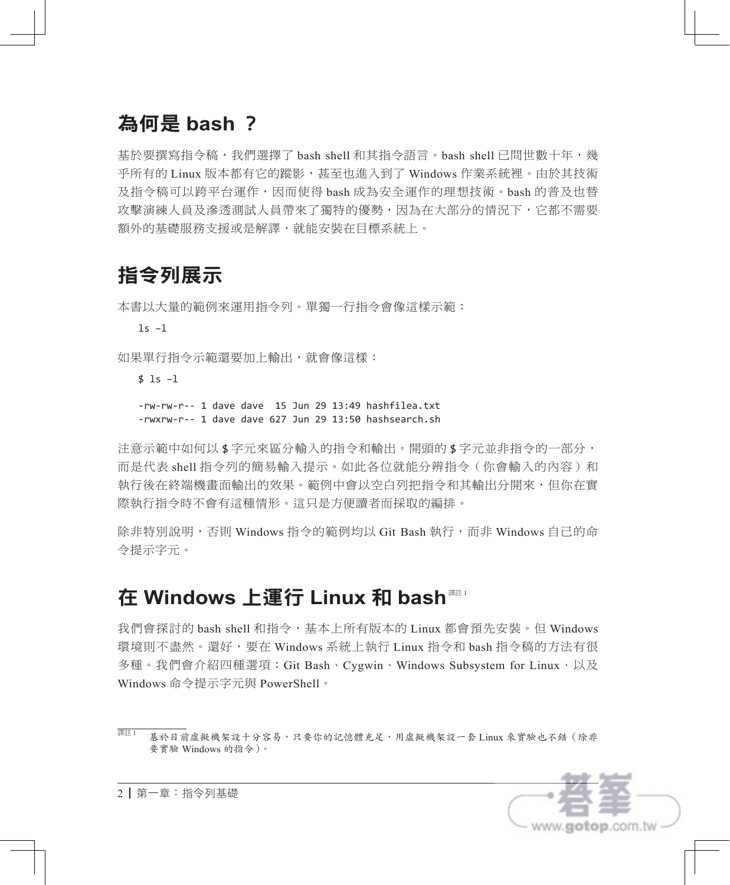## 為何是 bash ？

基於要撰寫指令稿，我們選擇了 bash shell 和其指令語言。bash shell 已問世數十年，幾乎所有的 Linux 版本都有它的蹤影，甚至也進入到了 Windows 作業系統裡。由於其技術及指令稿可以跨平台運作，因而使得 bash 成為安全運作的理想技術。bash 的普及也替攻擊演練人員及滲透測試人員帶來了獨特的優勢，因為在大部分的情況下，它都不需要額外的基礎服務支援或是解譯，就能安裝在目標系統上。

## 指令列展示

本書以大量的範例來運用指令列。單獨一行指令會像這樣示範：

```
ls –l
```

如果單行指令示範還要加上輸出，就會像這樣：

```
$ ls –l

-rw-rw-r-- 1 dave dave  15 Jun 29 13:49 hashfilea.txt
-rwxrw-r-- 1 dave dave 627 Jun 29 13:50 hashsearch.sh
```

注意示範中如何以 `$` 字元來區分輸入的指令和輸出。開頭的 `$` 字元並非指令的一部分，而是代表 shell 指令列的簡易輸入提示。如此各位就能分辨指令（你會輸入的內容）和執行後在終端機畫面輸出的效果。範例中會以空白列把指令和其輸出分開來，但你在實際執行指令時不會有這種情形。這只是方便讀者而採取的編排。

除非特別說明，否則 Windows 指令的範例均以 Git Bash 執行，而非 Windows 自己的命令提示字元。

## 在 Windows 上運行 Linux 和 bash[譯註 1]

我們會探討的 bash shell 和指令，基本上所有版本的 Linux 都會預先安裝。但 Windows 環境則不盡然。還好，要在 Windows 系統上執行 Linux 指令和 bash 指令稿的方法有很多種。我們會介紹四種選項：Git Bash、Cygwin、Windows Subsystem for Linux、以及 Windows 命令提示字元與 PowerShell。

[譯註 1] 基於目前虛擬機架設十分容易，只要你的記憶體充足，用虛擬機架設一套 Linux 來實驗也不錯（除非要實驗 Windows 的指令）。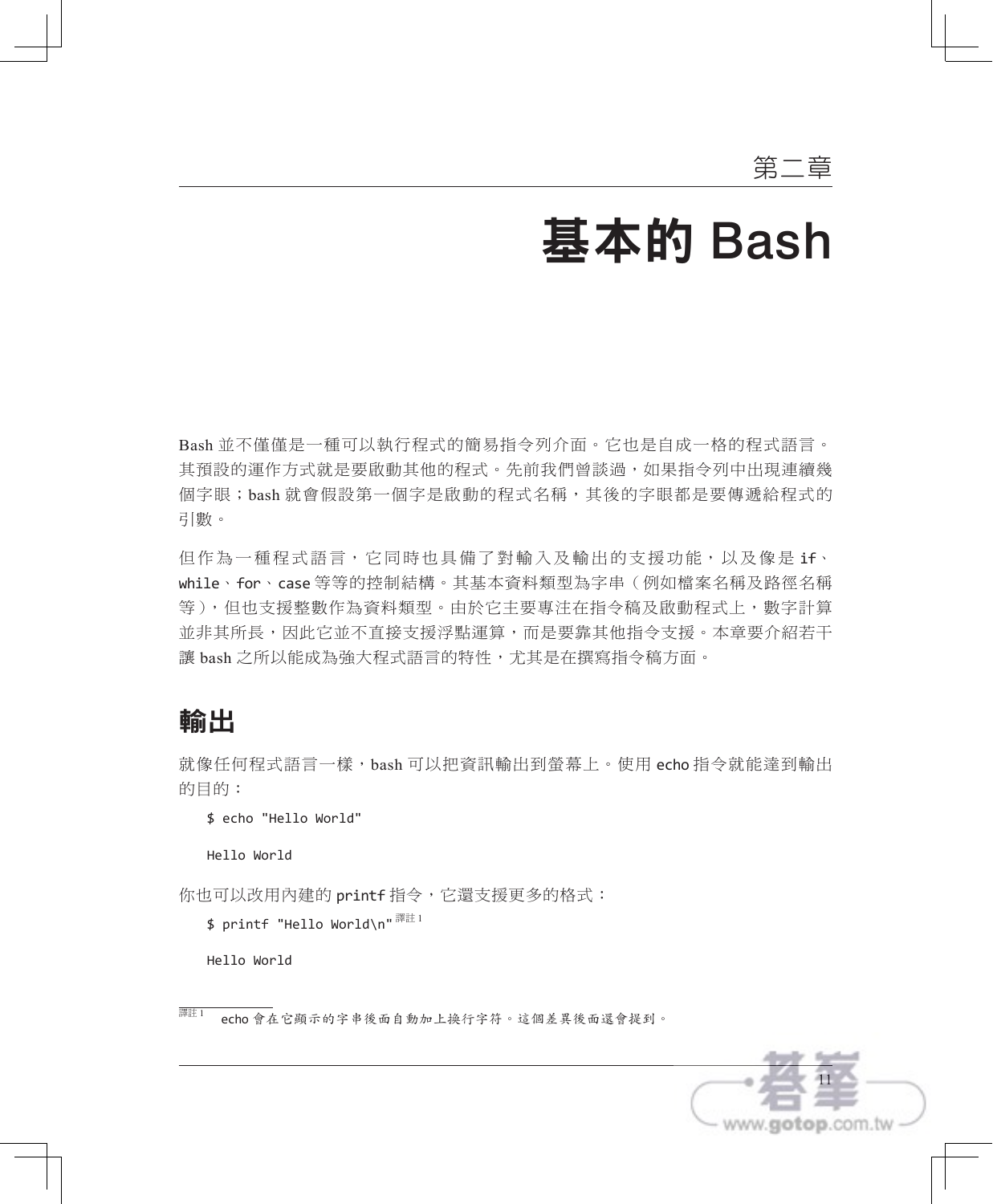第二章

# 基本的 Bash

Bash 並不僅僅是一種可以執行程式的簡易指令列介面。它也是自成一格的程式語言。其預設的運作方式就是要啟動其他的程式。先前我們曾談過，如果指令列中出現連續幾個字眼；bash 就會假設第一個字是啟動的程式名稱，其後的字眼都是要傳遞給程式的引數。

但作為一種程式語言，它同時也具備了對輸入及輸出的支援功能，以及像是 if、while、for、case 等等的控制結構。其基本資料類型為字串（例如檔案名稱及路徑名稱等），但也支援整數作為資料類型。由於它主要專注在指令稿及啟動程式上，數字計算並非其所長，因此它並不直接支援浮點運算，而是要靠其他指令支援。本章要介紹若干讓 bash 之所以能成為強大程式語言的特性，尤其是在撰寫指令稿方面。

## 輸出

就像任何程式語言一樣，bash 可以把資訊輸出到螢幕上。使用 echo 指令就能達到輸出的目的：

```
$ echo "Hello World"

Hello World
```

你也可以改用內建的 printf 指令，它還支援更多的格式：

```
$ printf "Hello World\n" 譯註 1

Hello World
```

譯註 1　echo 會在它顯示的字串後面自動加上換行字符。這個差異後面還會提到。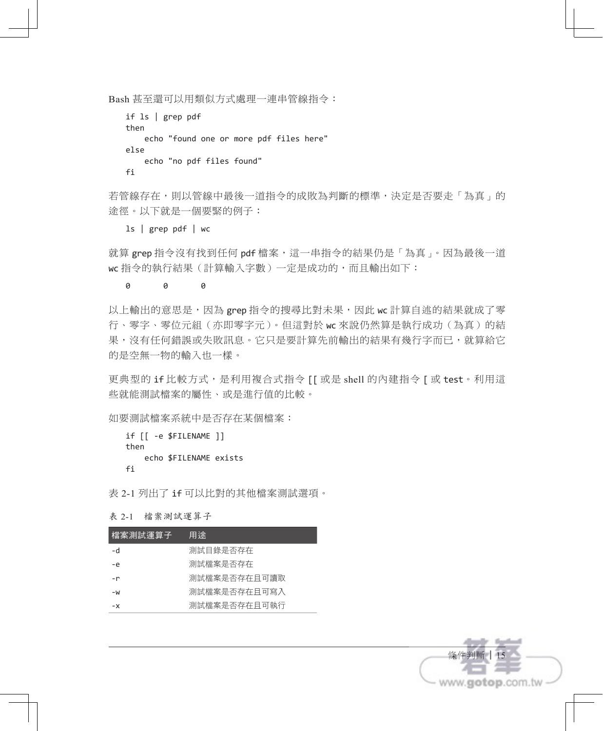Bash 甚至還可以用類似方式處理一連串管線指令：

```
if ls | grep pdf
then
    echo "found one or more pdf files here"
else
    echo "no pdf files found"
fi
```

若管線存在，則以管線中最後一道指令的成敗為判斷的標準，決定是否要走「為真」的途徑。以下就是一個要緊的例子：

```
ls | grep pdf | wc
```

就算 grep 指令沒有找到任何 pdf 檔案，這一串指令的結果仍是「為真」。因為最後一道 wc 指令的執行結果（計算輸入字數）一定是成功的，而且輸出如下：

```
0       0       0
```

以上輸出的意思是，因為 grep 指令的搜尋比對未果，因此 wc 計算自述的結果就成了零行、零字、零位元組（亦即零字元）。但這對於 wc 來說仍然算是執行成功（為真）的結果，沒有任何錯誤或失敗訊息。它只是要計算先前輸出的結果有幾行字而已，就算給它的是空無一物的輸入也一樣。

更典型的 if 比較方式，是利用複合式指令 [[ 或是 shell 的內建指令 [ 或 test。利用這些就能測試檔案的屬性、或是進行值的比較。

如要測試檔案系統中是否存在某個檔案：

```
if [[ -e $FILENAME ]]
then
    echo $FILENAME exists
fi
```

表 2-1 列出了 if 可以比對的其他檔案測試選項。

表 2-1　檔案測試運算子

| 檔案測試運算子 | 用途 |
|---|---|
| -d | 測試目錄是否存在 |
| -e | 測試檔案是否存在 |
| -r | 測試檔案是否存在且可讀取 |
| -w | 測試檔案是否存在且可寫入 |
| -x | 測試檔案是否存在且可執行 |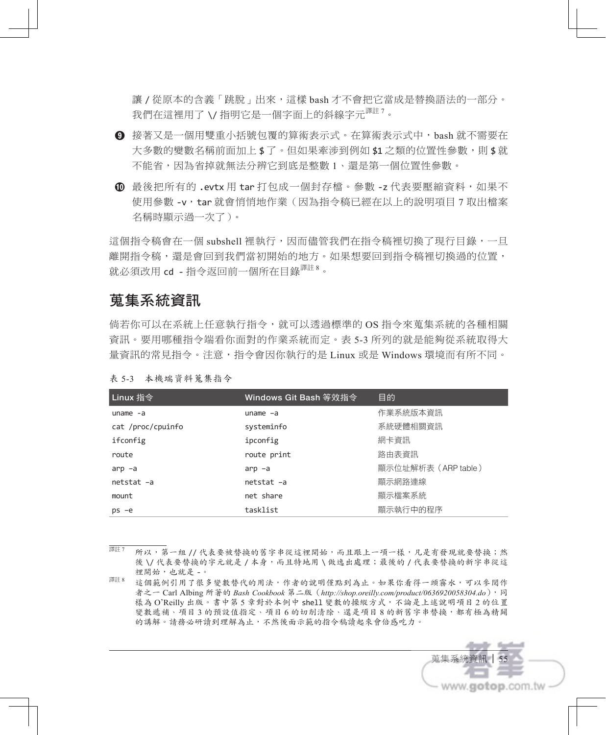讓 / 從原本的含義「跳脫」出來，這樣 bash 才不會把它當成是替換語法的一部分。我們在這裡用了 `\/` 指明它是一個字面上的斜線字元[譯註 7]。

❾ 接著又是一個用雙重小括號包覆的算術表示式。在算術表示式中，bash 就不需要在大多數的變數名稱前面加上 `$` 了。但如果牽涉到例如 `$1` 之類的位置性參數，則 `$` 就不能省，因為省掉就無法分辨它到底是整數 1、還是第一個位置性參數。

❿ 最後把所有的 `.evtx` 用 `tar` 打包成一個封存檔。參數 `-z` 代表要壓縮資料，如果不使用參數 `-v`，`tar` 就會悄悄地作業（因為指令稿已經在以上的說明項目 7 取出檔案名稱時顯示過一次了）。

這個指令稿會在一個 subshell 裡執行，因而儘管我們在指令稿裡切換了現行目錄，一旦離開指令稿，還是會回到我們當初開始的地方。如果想要回到指令稿裡切換過的位置，就必須改用 `cd -` 指令返回前一個所在目錄[譯註 8]。

## 蒐集系統資訊

倘若你可以在系統上任意執行指令，就可以透過標準的 OS 指令來蒐集系統的各種相關資訊。要用哪種指令端看你面對的作業系統而定。表 5-3 所列的就是能夠從系統取得大量資訊的常見指令。注意，指令會因你執行的是 Linux 或是 Windows 環境而有所不同。

表 5-3　本機端資料蒐集指令

| Linux 指令 | Windows Git Bash 等效指令 | 目的 |
|---|---|---|
| `uname -a` | `uname –a` | 作業系統版本資訊 |
| `cat /proc/cpuinfo` | `systeminfo` | 系統硬體相關資訊 |
| `ifconfig` | `ipconfig` | 網卡資訊 |
| `route` | `route print` | 路由表資訊 |
| `arp –a` | `arp –a` | 顯示位址解析表（ARP table） |
| `netstat –a` | `netstat –a` | 顯示網路連線 |
| `mount` | `net share` | 顯示檔案系統 |
| `ps –e` | `tasklist` | 顯示執行中的程序 |

---

譯註 7　所以，第一組 `//` 代表要被替換的舊字串從這裡開始，而且跟上一項一樣，凡是有發現就要替換；然後 `\/` 代表要替換的字元就是 / 本身，而且特地用 \ 做逸出處理；最後的 / 代表要替換的新字串從這裡開始，也就是 -。

譯註 8　這個範例引用了很多變數替代的用法，作者的說明僅點到為止。如果你看得一頭霧水，可以參閱作者之一 Carl Albing 所著的 *Bash Cookbook* 第二版（*http://shop.oreilly.com/product/0636920058304.do*），同樣為 O'Reilly 出版。書中第 5 章對於本例中 shell 變數的操縱方式，不論是上述說明項目 2 的位置變數遞補、項目 3 的預設值指定、項目 6 的切削清除、還是項目 8 的新舊字串替換，都有極為精闢的講解。請務必研讀到理解為止，不然後面示範的指令稿讀起來會倍感吃力。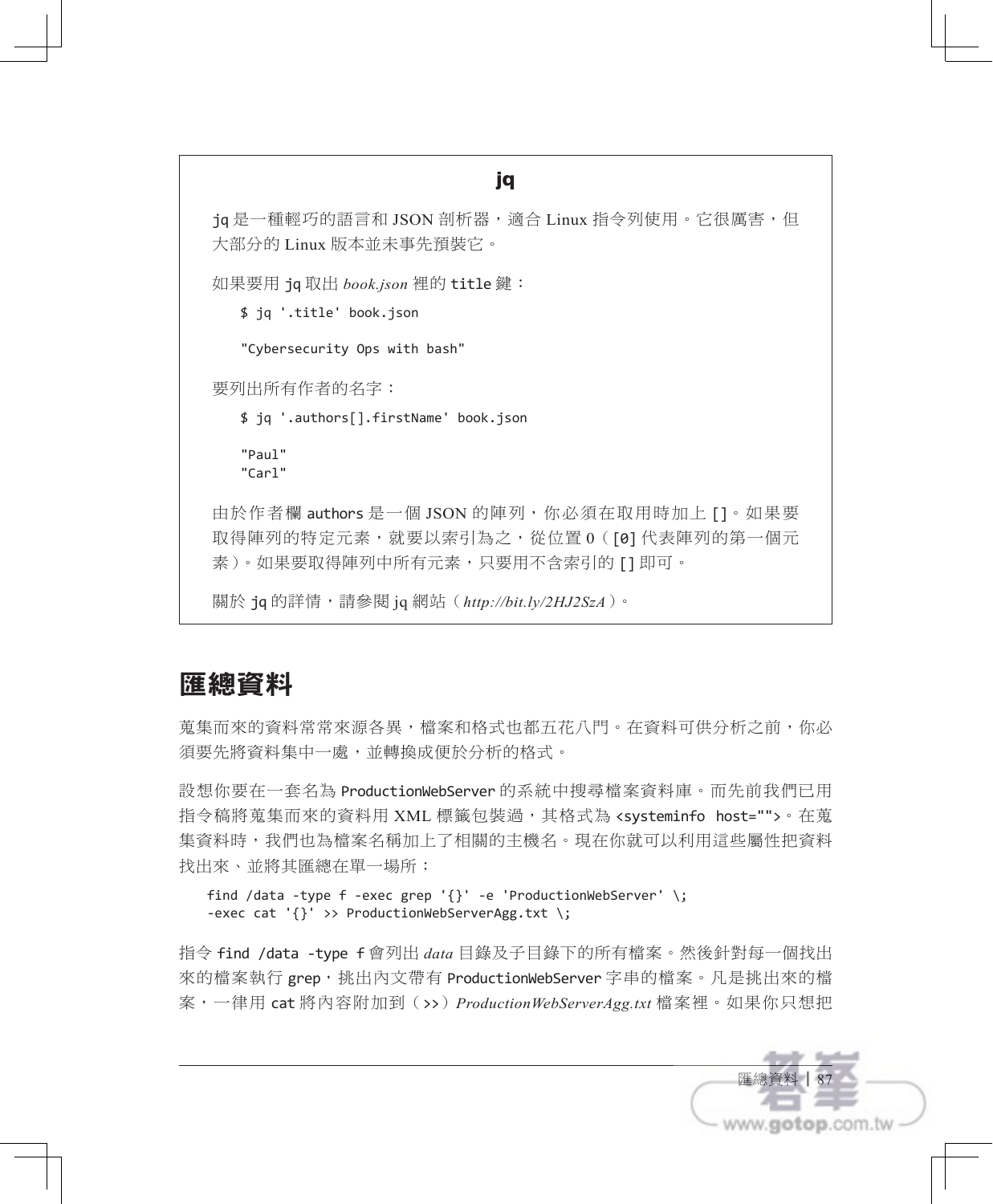### jq

jq 是一種輕巧的語言和 JSON 剖析器，適合 Linux 指令列使用。它很厲害，但大部分的 Linux 版本並未事先預裝它。

如果要用 jq 取出 *book.json* 裡的 title 鍵：

```
$ jq '.title' book.json

"Cybersecurity Ops with bash"
```

要列出所有作者的名字：

```
$ jq '.authors[].firstName' book.json

"Paul"
"Carl"
```

由於作者欄 authors 是一個 JSON 的陣列，你必須在取用時加上 []。如果要取得陣列的特定元素，就要以索引為之，從位置 0（[0] 代表陣列的第一個元素）。如果要取得陣列中所有元素，只要用不含索引的 [] 即可。

關於 jq 的詳情，請參閱 jq 網站（*http://bit.ly/2HJ2SzA*）。

## 匯總資料

蒐集而來的資料常常來源各異，檔案和格式也都五花八門。在資料可供分析之前，你必須要先將資料集中一處，並轉換成便於分析的格式。

設想你要在一套名為 ProductionWebServer 的系統中搜尋檔案資料庫。而先前我們已用指令稿將蒐集而來的資料用 XML 標籤包裝過，其格式為 <systeminfo host="">。在蒐集資料時，我們也為檔案名稱加上了相關的主機名。現在你就可以利用這些屬性把資料找出來、並將其匯總在單一場所：

```
find /data -type f -exec grep '{}' -e 'ProductionWebServer' \;
-exec cat '{}' >> ProductionWebServerAgg.txt \;
```

指令 find /data -type f 會列出 *data* 目錄及子目錄下的所有檔案。然後針對每一個找出來的檔案執行 grep，挑出內文帶有 ProductionWebServer 字串的檔案。凡是挑出來的檔案，一律用 cat 將內容附加到（>>）*ProductionWebServerAgg.txt* 檔案裡。如果你只想把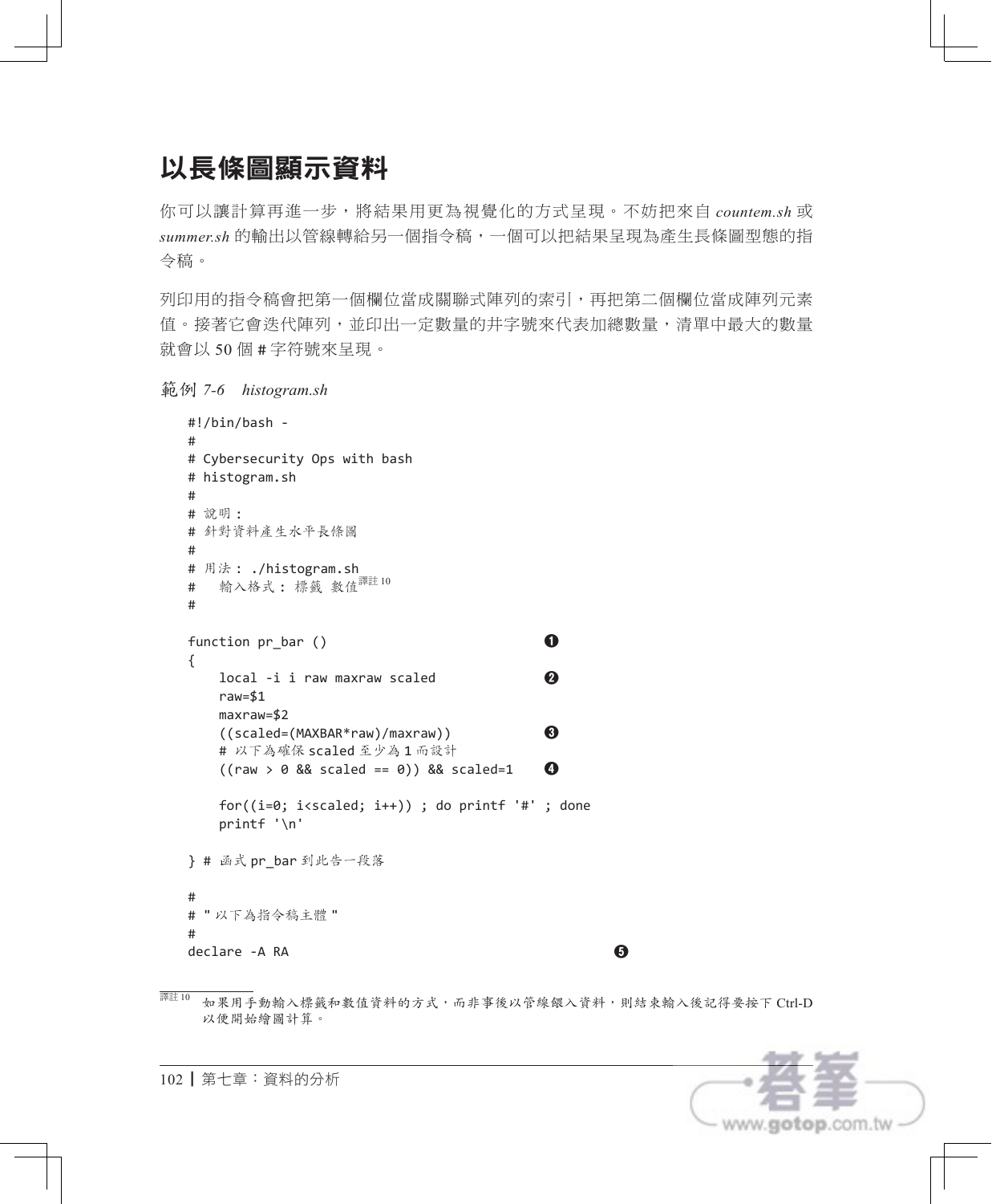## 以長條圖顯示資料

你可以讓計算再進一步，將結果用更為視覺化的方式呈現。不妨把來自 *countem.sh* 或 *summer.sh* 的輸出以管線轉給另一個指令稿，一個可以把結果呈現為產生長條圖型態的指令稿。

列印用的指令稿會把第一個欄位當成關聯式陣列的索引，再把第二個欄位當成陣列元素值。接著它會迭代陣列，並印出一定數量的井字號來代表加總數量，清單中最大的數量就會以 50 個 # 字符號來呈現。

*範例 7-6　histogram.sh*

```
#!/bin/bash -
#
# Cybersecurity Ops with bash
# histogram.sh
#
# 說明：
# 針對資料產生水平長條圖
#
# 用法：./histogram.sh
#    輸入格式：標籤 數值[譯註 10]
#

function pr_bar ()                          ❶
{
    local -i i raw maxraw scaled            ❷
    raw=$1
    maxraw=$2
    ((scaled=(MAXBAR*raw)/maxraw))          ❸
    # 以下為確保 scaled 至少為 1 而設計
    ((raw > 0 && scaled == 0)) && scaled=1  ❹

    for((i=0; i<scaled; i++)) ; do printf '#' ; done
    printf '\n'

} # 函式 pr_bar 到此告一段落

#
# "以下為指令稿主體"
#
declare -A RA                                       ❺
```

譯註 10　如果用手動輸入標籤和數值資料的方式，而非事後以管線餵入資料，則結束輸入後記得要按下 Ctrl-D 以便開始繪圖計算。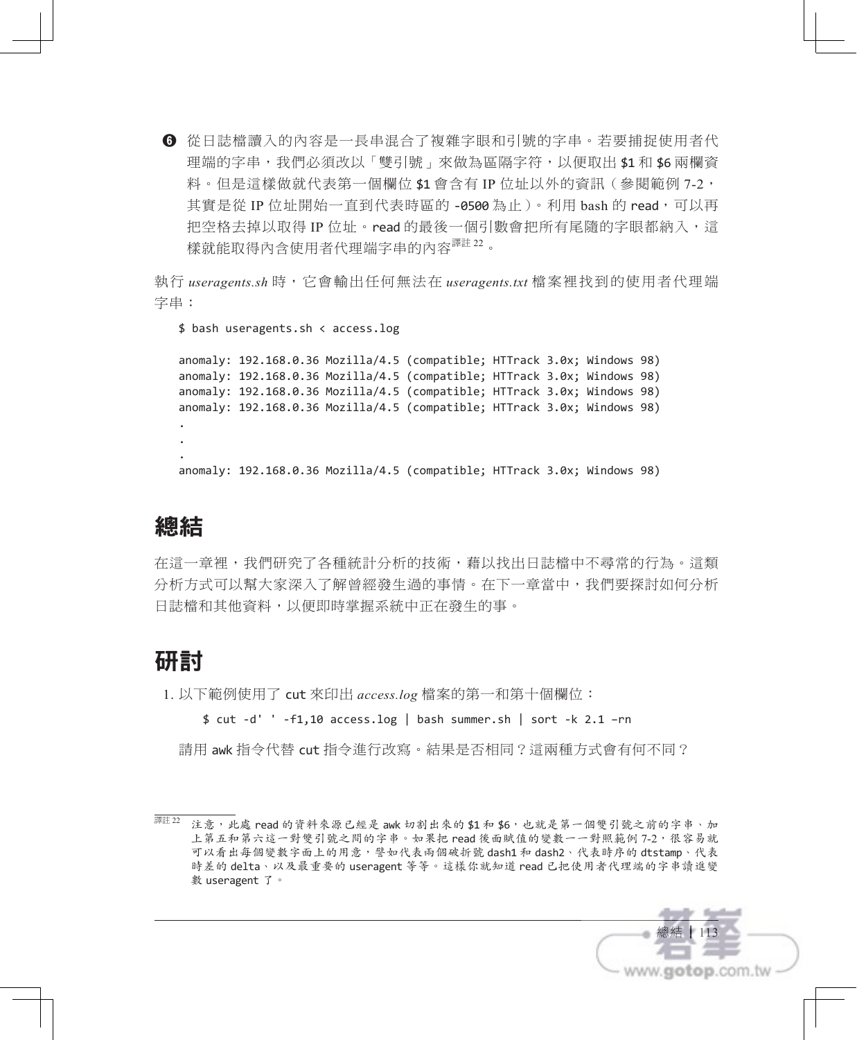❻ 從日誌檔讀入的內容是一長串混合了複雜字眼和引號的字串。若要捕捉使用者代理端的字串，我們必須改以「雙引號」來做為區隔字符，以便取出 `$1` 和 `$6` 兩欄資料。但是這樣做就代表第一個欄位 `$1` 會含有 IP 位址以外的資訊（參閱範例 7-2，其實是從 IP 位址開始一直到代表時區的 `-0500` 為止）。利用 bash 的 `read`，可以再把空格去掉以取得 IP 位址。`read` 的最後一個引數會把所有尾隨的字眼都納入，這樣就能取得內含使用者代理端字串的內容[譯註 22]。

執行 *useragents.sh* 時，它會輸出任何無法在 *useragents.txt* 檔案裡找到的使用者代理端字串：

```
$ bash useragents.sh < access.log

anomaly: 192.168.0.36 Mozilla/4.5 (compatible; HTTrack 3.0x; Windows 98)
anomaly: 192.168.0.36 Mozilla/4.5 (compatible; HTTrack 3.0x; Windows 98)
anomaly: 192.168.0.36 Mozilla/4.5 (compatible; HTTrack 3.0x; Windows 98)
anomaly: 192.168.0.36 Mozilla/4.5 (compatible; HTTrack 3.0x; Windows 98)
.
.
.
anomaly: 192.168.0.36 Mozilla/4.5 (compatible; HTTrack 3.0x; Windows 98)
```

## 總結

在這一章裡，我們研究了各種統計分析的技術，藉以找出日誌檔中不尋常的行為。這類分析方式可以幫大家深入了解曾經發生過的事情。在下一章當中，我們要探討如何分析日誌檔和其他資料，以便即時掌握系統中正在發生的事。

## 研討

1. 以下範例使用了 `cut` 來印出 *access.log* 檔案的第一和第十個欄位：

   ```
   $ cut -d' ' -f1,10 access.log | bash summer.sh | sort -k 2.1 –rn
   ```

   請用 `awk` 指令代替 `cut` 指令進行改寫。結果是否相同？這兩種方式會有何不同？

---

[譯註 22] 注意，此處 read 的資料來源已經是 awk 切割出來的 $1 和 $6，也就是第一個雙引號之前的字串、加上第五和第六這一對雙引號之間的字串。如果把 read 後面賦值的變數一一對照範例 7-2，很容易就可以看出每個變數字面上的用意，譬如代表兩個破折號 dash1 和 dash2、代表時序的 dtstamp、代表時差的 delta、以及最重要的 useragent 等等。這樣你就知道 read 已把使用者代理端的字串讀進變數 useragent 了。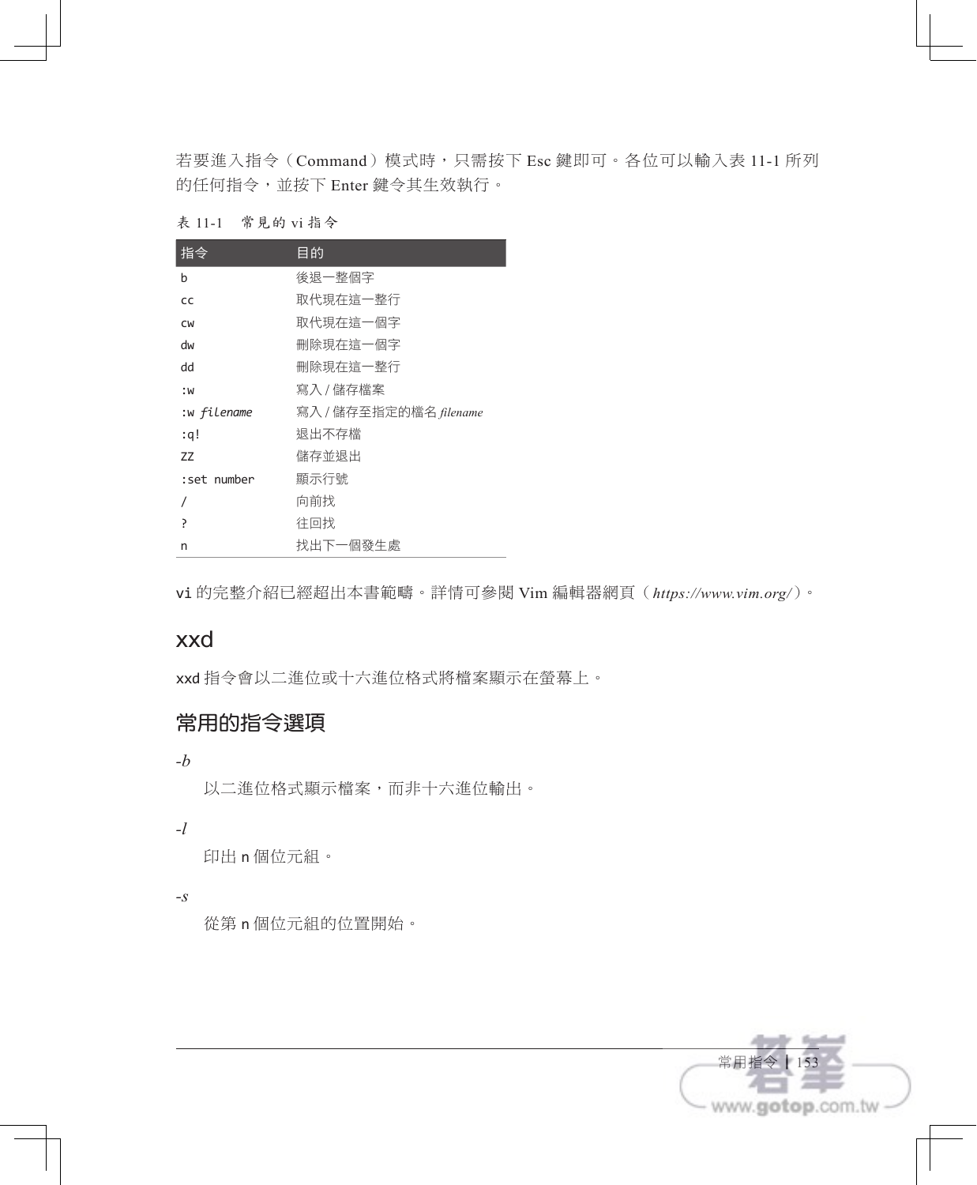若要進入指令（Command）模式時，只需按下 Esc 鍵即可。各位可以輸入表 11-1 所列的任何指令，並按下 Enter 鍵令其生效執行。

表 11-1　常見的 vi 指令

| 指令 | 目的 |
|---|---|
| `b` | 後退一整個字 |
| `cc` | 取代現在這一整行 |
| `cw` | 取代現在這一個字 |
| `dw` | 刪除現在這一個字 |
| `dd` | 刪除現在這一整行 |
| `:w` | 寫入 / 儲存檔案 |
| `:w` *`filename`* | 寫入 / 儲存至指定的檔名 *filename* |
| `:q!` | 退出不存檔 |
| `ZZ` | 儲存並退出 |
| `:set number` | 顯示行號 |
| `/` | 向前找 |
| `?` | 往回找 |
| `n` | 找出下一個發生處 |

vi 的完整介紹已經超出本書範疇。詳情可參閱 Vim 編輯器網頁（*https://www.vim.org/*）。

## xxd

xxd 指令會以二進位或十六進位格式將檔案顯示在螢幕上。

### 常用的指令選項

*-b*

以二進位格式顯示檔案，而非十六進位輸出。

*-l*

印出 n 個位元組。

*-s*

從第 n 個位元組的位置開始。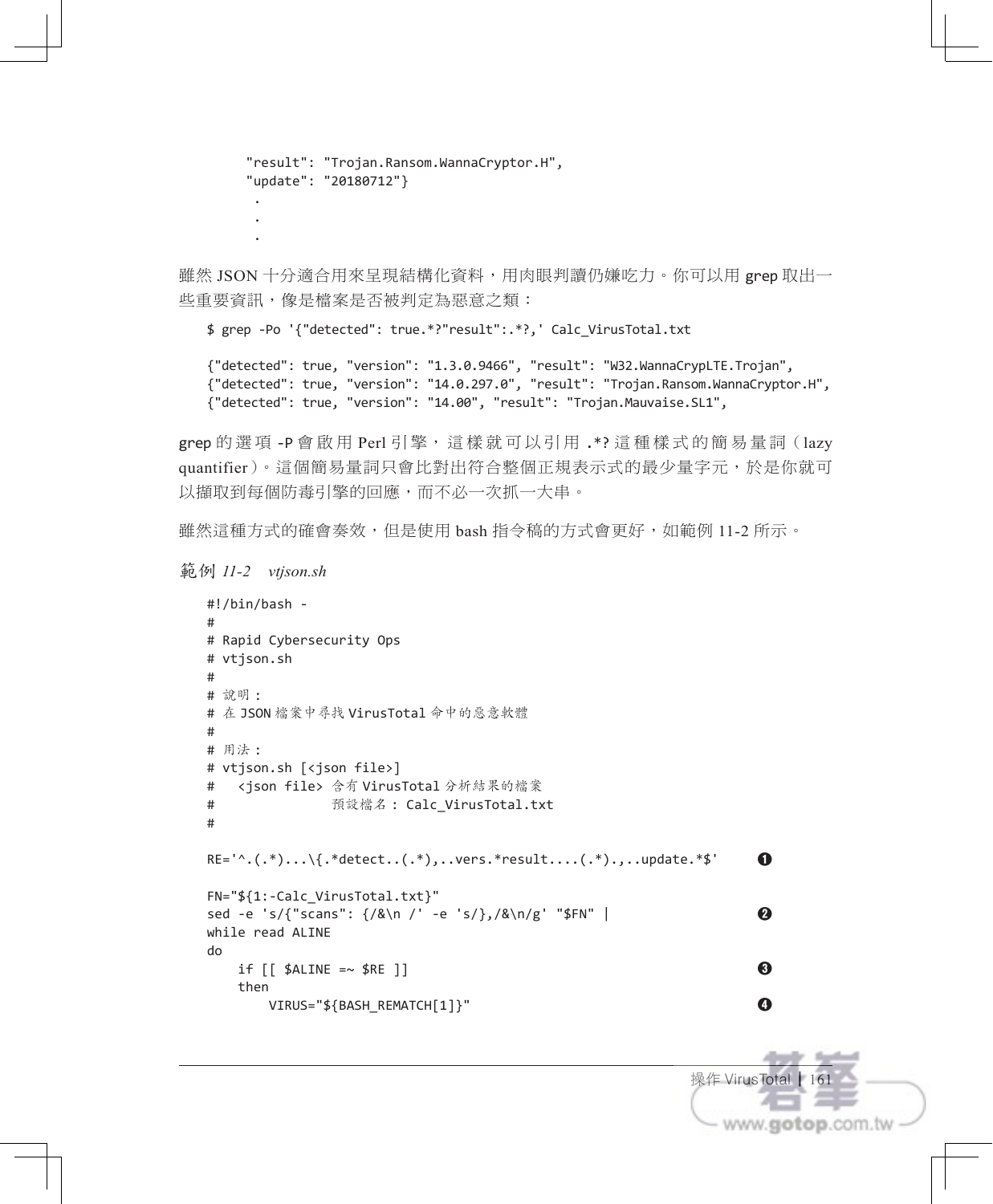```
        "result": "Trojan.Ransom.WannaCryptor.H",
        "update": "20180712"}
         .
         .
         .
```

雖然 JSON 十分適合用來呈現結構化資料，用肉眼判讀仍嫌吃力。你可以用 grep 取出一些重要資訊，像是檔案是否被判定為惡意之類：

```
$ grep -Po '{"detected": true.*?"result":.*?,' Calc_VirusTotal.txt

{"detected": true, "version": "1.3.0.9466", "result": "W32.WannaCrypLTE.Trojan",
{"detected": true, "version": "14.0.297.0", "result": "Trojan.Ransom.WannaCryptor.H",
{"detected": true, "version": "14.00", "result": "Trojan.Mauvaise.SL1",
```

grep 的選項 -P 會啟用 Perl 引擎，這樣就可以引用 .*? 這種樣式的簡易量詞（lazy quantifier）。這個簡易量詞只會比對出符合整個正規表示式的最少量字元，於是你就可以擷取到每個防毒引擎的回應，而不必一次抓一大串。

雖然這種方式的確會奏效，但是使用 bash 指令稿的方式會更好，如範例 11-2 所示。

範例 *11-2　vtjson.sh*

```
#!/bin/bash -
#
# Rapid Cybersecurity Ops
# vtjson.sh
#
# 說明：
# 在 JSON 檔案中尋找 VirusTotal 命中的惡意軟體
#
# 用法：
# vtjson.sh [<json file>]
#   <json file> 含有 VirusTotal 分析結果的檔案
#               預設檔名：Calc_VirusTotal.txt
#

RE='^.(.*)...\{.*detect..(.*),..vers.*result....(.*).,..update.*$'     ❶

FN="${1:-Calc_VirusTotal.txt}"
sed -e 's/{"scans": {/&\n /' -e 's/},/&\n/g' "$FN" |                   ❷
while read ALINE
do
    if [[ $ALINE =~ $RE ]]                                              ❸
    then
        VIRUS="${BASH_REMATCH[1]}"                                      ❹
```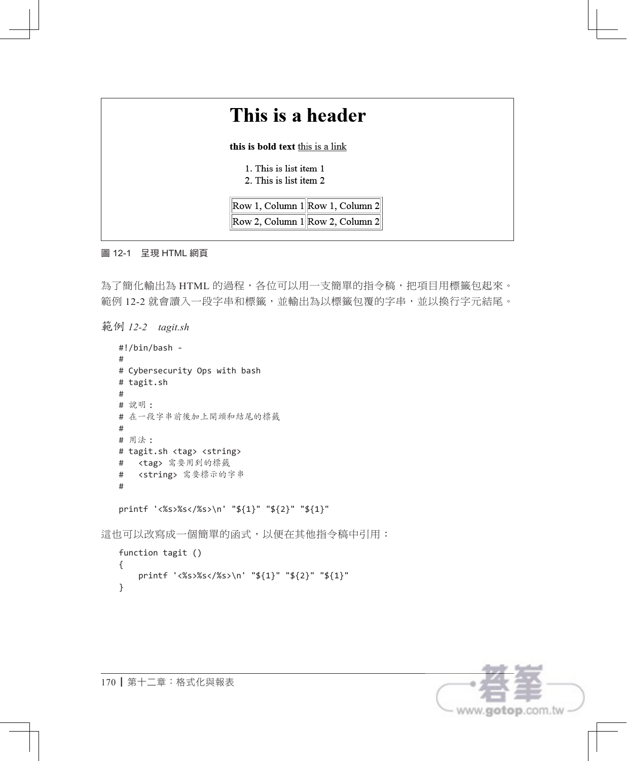# This is a header

**this is bold text** this is a link

1. This is list item 1
2. This is list item 2

| Row 1, Column 1 | Row 1, Column 2 |
| --- | --- |
| Row 2, Column 1 | Row 2, Column 2 |

圖 12-1　呈現 HTML 網頁

為了簡化輸出為 HTML 的過程，各位可以用一支簡單的指令稿，把項目用標籤包起來。範例 12-2 就會讀入一段字串和標籤，並輸出為以標籤包覆的字串，並以換行字元結尾。

範例 *12-2　tagit.sh*

```
#!/bin/bash -
#
# Cybersecurity Ops with bash
# tagit.sh
#
# 說明：
# 在一段字串前後加上開頭和結尾的標籤
#
# 用法：
# tagit.sh <tag> <string>
#   <tag> 需要用到的標籤
#   <string> 需要標示的字串
#

printf '<%s>%s</%s>\n' "${1}" "${2}" "${1}"
```

這也可以改寫成一個簡單的函式，以便在其他指令稿中引用：

```
function tagit ()
{
    printf '<%s>%s</%s>\n' "${1}" "${2}" "${1}"
}
```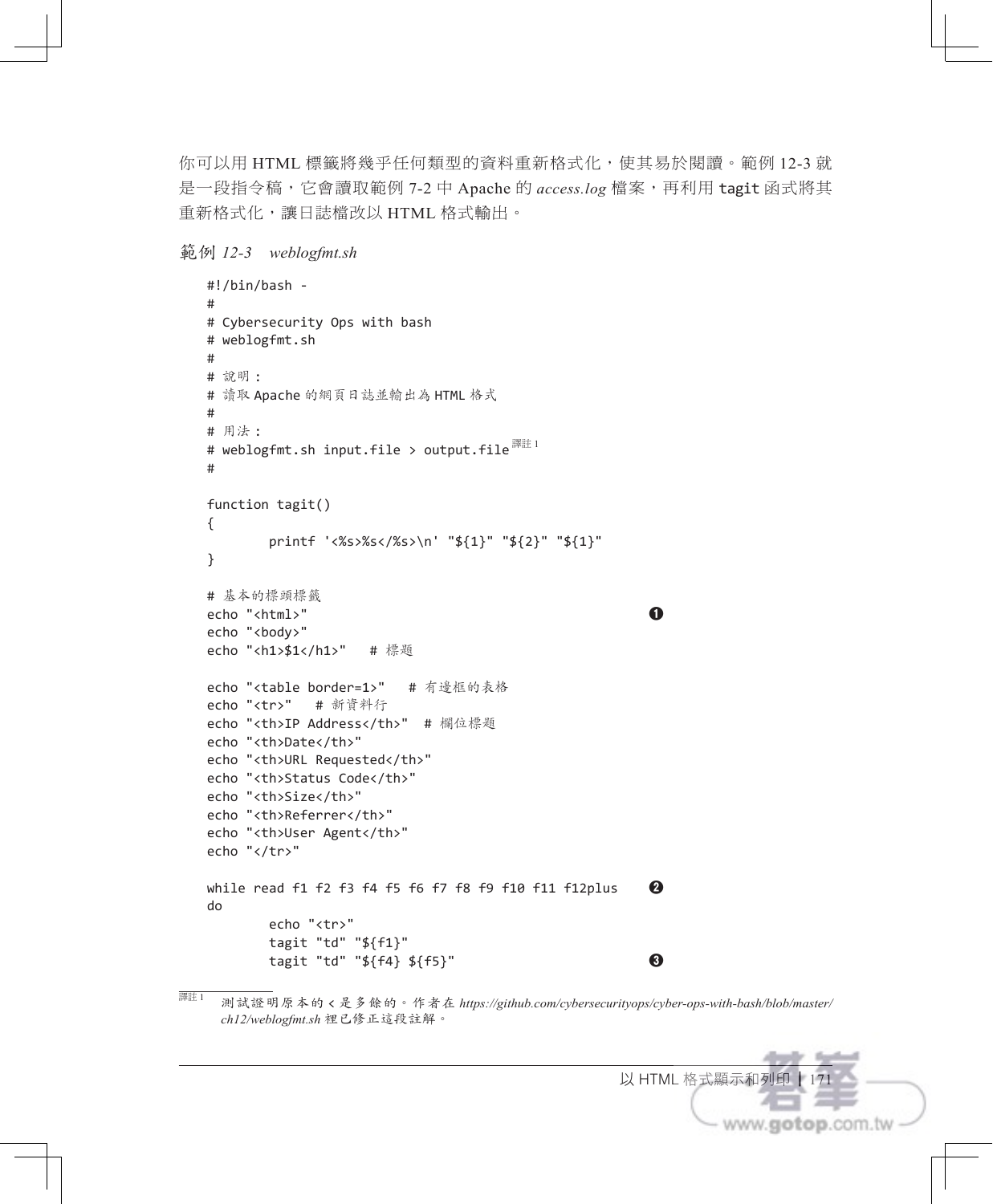你可以用 HTML 標籤將幾乎任何類型的資料重新格式化，使其易於閱讀。範例 12-3 就是一段指令稿，它會讀取範例 7-2 中 Apache 的 *access.log* 檔案，再利用 tagit 函式將其重新格式化，讓日誌檔改以 HTML 格式輸出。

範例 *12-3　weblogfmt.sh*

```
#!/bin/bash -
#
# Cybersecurity Ops with bash
# weblogfmt.sh
#
# 說明：
# 讀取 Apache 的網頁日誌並輸出為 HTML 格式
#
# 用法：
# weblogfmt.sh input.file > output.file譯註 1
#

function tagit()
{
        printf '<%s>%s</%s>\n' "${1}" "${2}" "${1}"
}

# 基本的標頭標籤
echo "<html>"                                          ❶
echo "<body>"
echo "<h1>$1</h1>"   # 標題

echo "<table border=1>"   # 有邊框的表格
echo "<tr>"   # 新資料行
echo "<th>IP Address</th>"  # 欄位標題
echo "<th>Date</th>"
echo "<th>URL Requested</th>"
echo "<th>Status Code</th>"
echo "<th>Size</th>"
echo "<th>Referrer</th>"
echo "<th>User Agent</th>"
echo "</tr>"

while read f1 f2 f3 f4 f5 f6 f7 f8 f9 f10 f11 f12plus   ❷
do
        echo "<tr>"
        tagit "td" "${f1}"
        tagit "td" "${f4} ${f5}"                        ❸
```

譯註 1　測試證明原本的 < 是多餘的。作者在 *https://github.com/cybersecurityops/cyber-ops-with-bash/blob/master/ch12/weblogfmt.sh* 裡已修正這段註解。